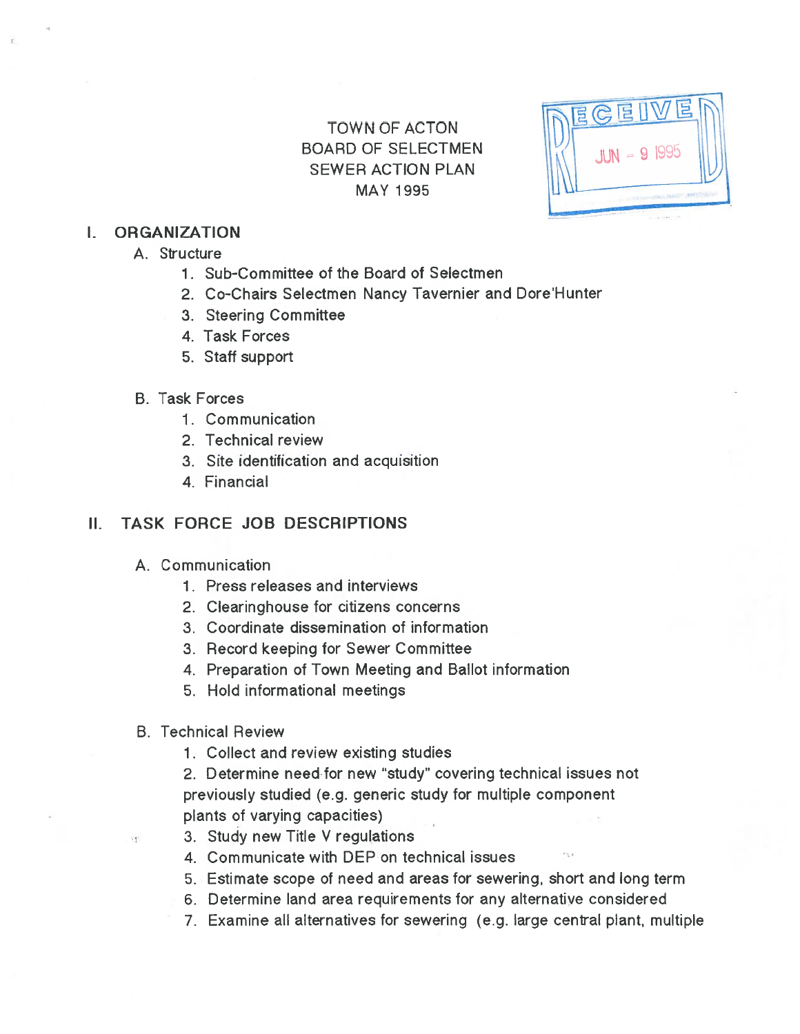TOWN OF ACTON
BOARD OF SELECTMEN
SEWER ACTION PLAN
MAY 1995

RECEIVED JUN - 9 1995

## I. ORGANIZATION

A. Structure

1. Sub-Committee of the Board of Selectmen
2. Co-Chairs Selectmen Nancy Tavernier and Dore'Hunter
3. Steering Committee
4. Task Forces
5. Staff support

B. Task Forces

1. Communication
2. Technical review
3. Site identification and acquisition
4. Financial

## II. TASK FORCE JOB DESCRIPTIONS

A. Communication

1. Press releases and interviews
2. Clearinghouse for citizens concerns
3. Coordinate dissemination of information
3. Record keeping for Sewer Committee
4. Preparation of Town Meeting and Ballot information
5. Hold informational meetings

B. Technical Review

1. Collect and review existing studies
2. Determine need for new "study" covering technical issues not previously studied (e.g. generic study for multiple component plants of varying capacities)
3. Study new Title V regulations
4. Communicate with DEP on technical issues
5. Estimate scope of need and areas for sewering, short and long term
6. Determine land area requirements for any alternative considered
7. Examine all alternatives for sewering (e.g. large central plant, multiple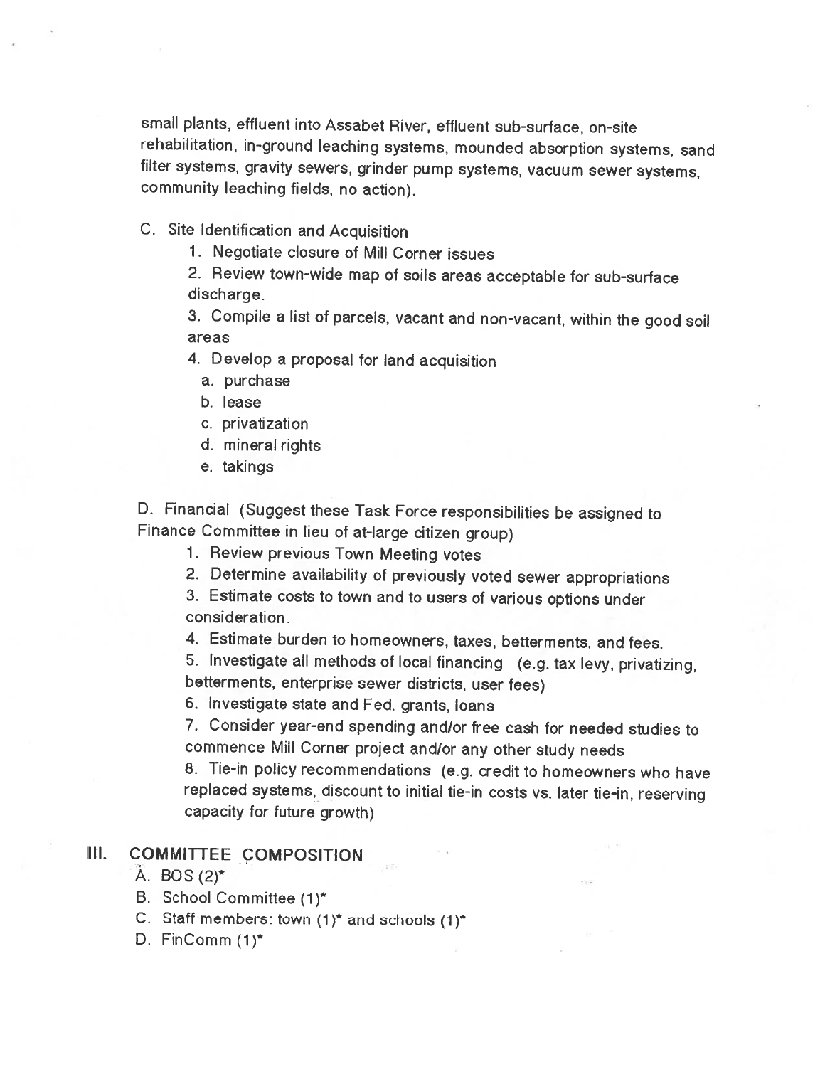small plants, effluent into Assabet River, effluent sub-surface, on-site rehabilitation, in-ground leaching systems, mounded absorption systems, sand filter systems, gravity sewers, grinder pump systems, vacuum sewer systems, community leaching fields, no action).

C. Site Identification and Acquisition

1. Negotiate closure of Mill Corner issues
2. Review town-wide map of soils areas acceptable for sub-surface discharge.
3. Compile a list of parcels, vacant and non-vacant, within the good soil areas
4. Develop a proposal for land acquisition
   a. purchase
   b. lease
   c. privatization
   d. mineral rights
   e. takings

D. Financial (Suggest these Task Force responsibilities be assigned to Finance Committee in lieu of at-large citizen group)

1. Review previous Town Meeting votes
2. Determine availability of previously voted sewer appropriations
3. Estimate costs to town and to users of various options under consideration.
4. Estimate burden to homeowners, taxes, betterments, and fees.
5. Investigate all methods of local financing (e.g. tax levy, privatizing, betterments, enterprise sewer districts, user fees)
6. Investigate state and Fed. grants, loans
7. Consider year-end spending and/or free cash for needed studies to commence Mill Corner project and/or any other study needs
8. Tie-in policy recommendations (e.g. credit to homeowners who have replaced systems, discount to initial tie-in costs vs. later tie-in, reserving capacity for future growth)

## III. COMMITTEE COMPOSITION

A. BOS (2)*

B. School Committee (1)*

C. Staff members: town (1)* and schools (1)*

D. FinComm (1)*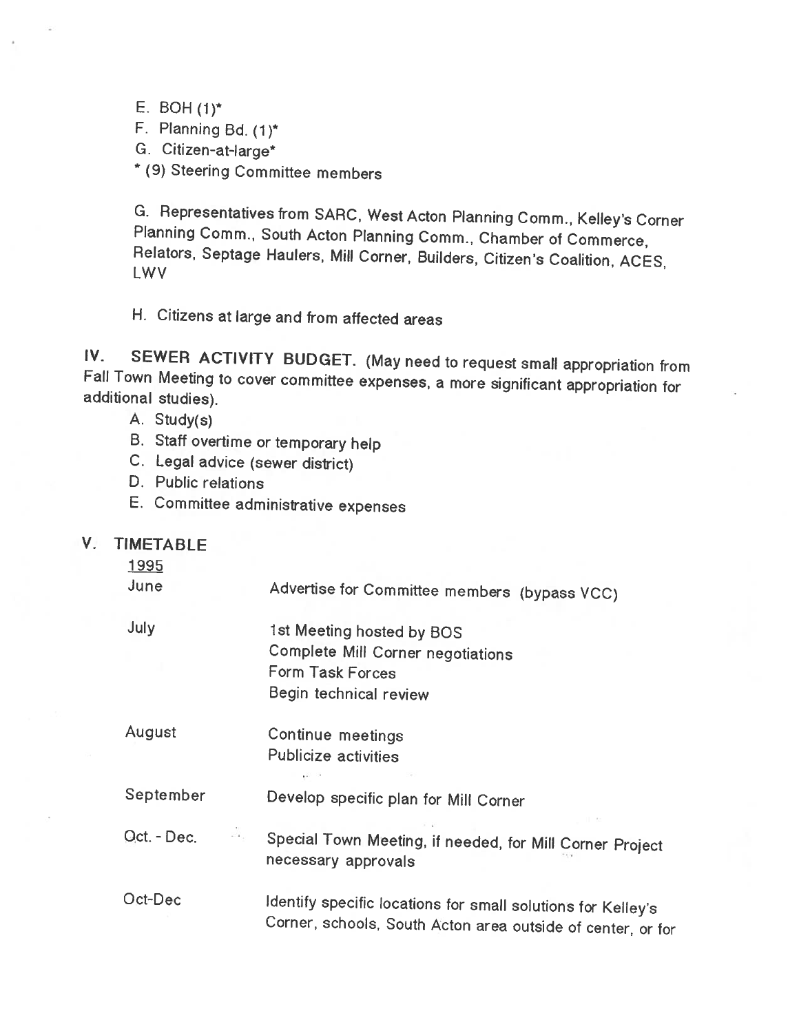E. BOH (1)*

F. Planning Bd. (1)*

G. Citizen-at-large*

* (9) Steering Committee members

G. Representatives from SARC, West Acton Planning Comm., Kelley's Corner Planning Comm., South Acton Planning Comm., Chamber of Commerce, Relators, Septage Haulers, Mill Corner, Builders, Citizen's Coalition, ACES, LWV

H. Citizens at large and from affected areas

## IV. SEWER ACTIVITY BUDGET.

(May need to request small appropriation from Fall Town Meeting to cover committee expenses, a more significant appropriation for additional studies).

A. Study(s)

B. Staff overtime or temporary help

C. Legal advice (sewer district)

D. Public relations

E. Committee administrative expenses

## V. TIMETABLE

<u>1995</u>

| | |
|---|---|
| June | Advertise for Committee members (bypass VCC) |
| July | 1st Meeting hosted by BOS<br>Complete Mill Corner negotiations<br>Form Task Forces<br>Begin technical review |
| August | Continue meetings<br>Publicize activities |
| September | Develop specific plan for Mill Corner |
| Oct. - Dec. | Special Town Meeting, if needed, for Mill Corner Project necessary approvals |
| Oct-Dec | Identify specific locations for small solutions for Kelley's Corner, schools, South Acton area outside of center, or for |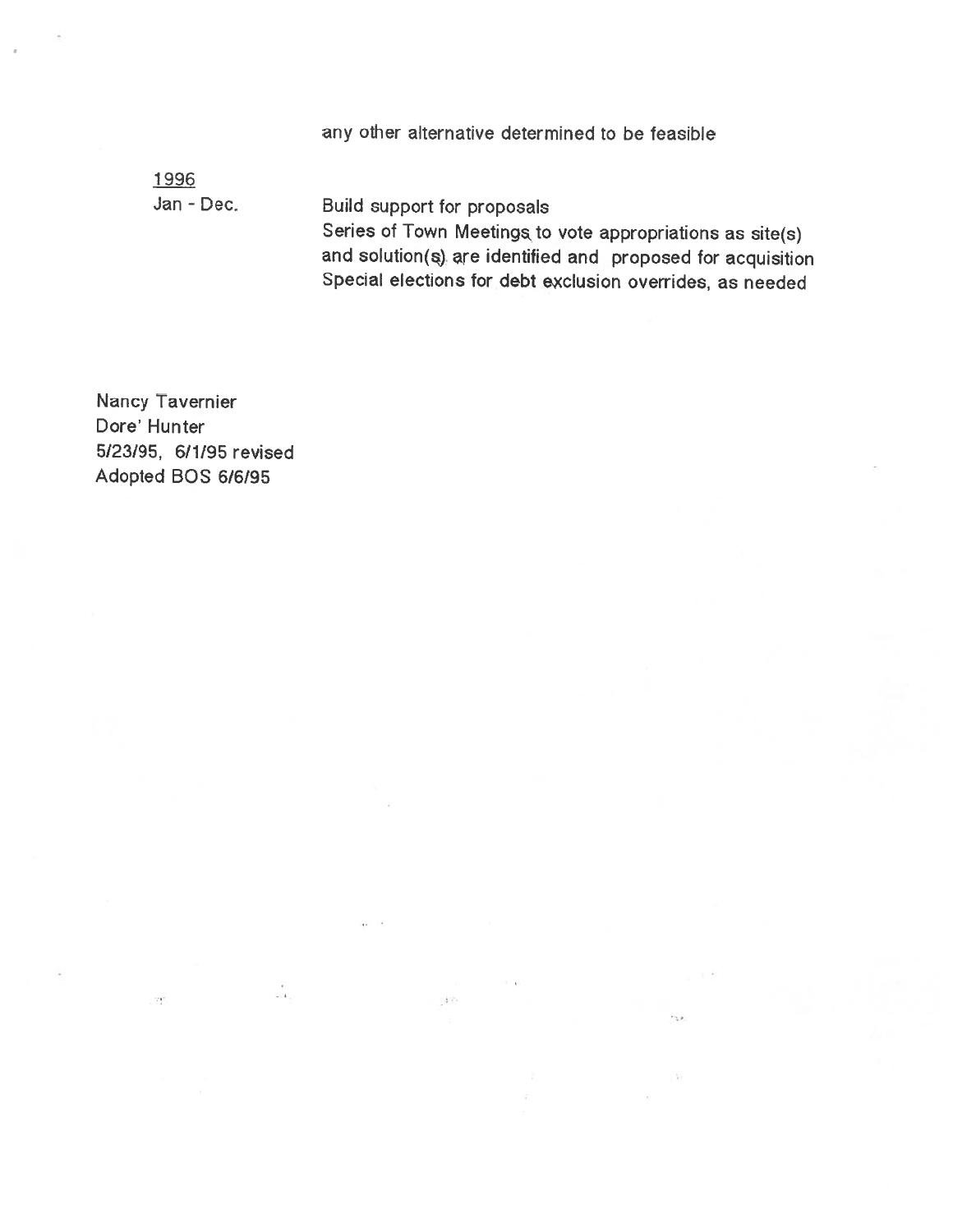any other alternative determined to be feasible

<u>1996</u>

Jan - Dec.

Build support for proposals
Series of Town Meetings to vote appropriations as site(s) and solution(s) are identified and proposed for acquisition
Special elections for debt exclusion overrides, as needed

Nancy Tavernier
Dore' Hunter
5/23/95, 6/1/95 revised
Adopted BOS 6/6/95